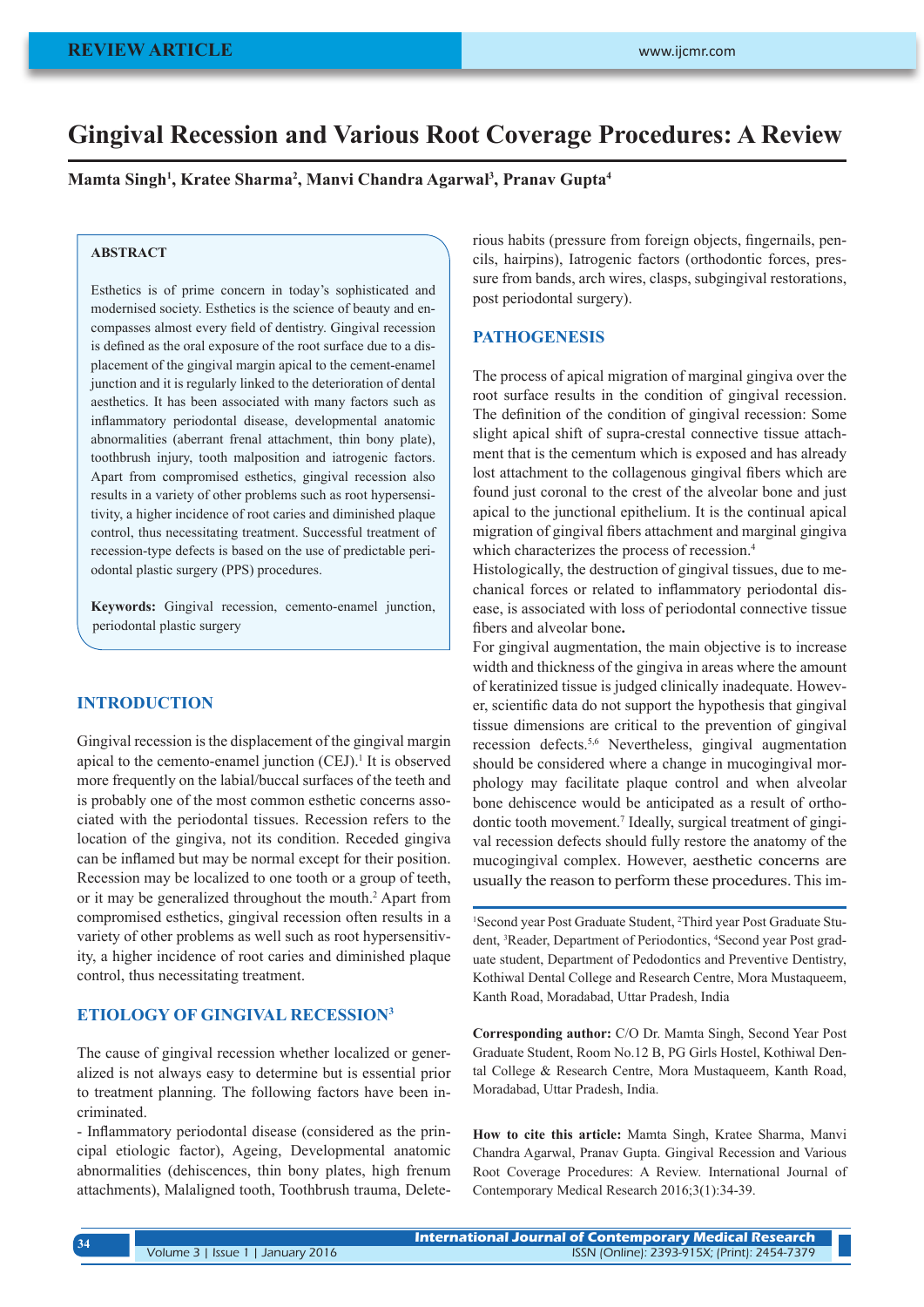REVIEW ARTICLE

# Gingival Recession and Various Root Coverage Procedures: A Review

**Mamta Singh[1], Kratee Sharma[2], Manvi Chandra Agarwal[3], Pranav Gupta[4]**

## ABSTRACT

Esthetics is of prime concern in today's sophisticated and modernised society. Esthetics is the science of beauty and encompasses almost every field of dentistry. Gingival recession is defined as the oral exposure of the root surface due to a displacement of the gingival margin apical to the cement-enamel junction and it is regularly linked to the deterioration of dental aesthetics. It has been associated with many factors such as inflammatory periodontal disease, developmental anatomic abnormalities (aberrant frenal attachment, thin bony plate), toothbrush injury, tooth malposition and iatrogenic factors. Apart from compromised esthetics, gingival recession also results in a variety of other problems such as root hypersensitivity, a higher incidence of root caries and diminished plaque control, thus necessitating treatment. Successful treatment of recession-type defects is based on the use of predictable periodontal plastic surgery (PPS) procedures.

**Keywords:** Gingival recession, cemento-enamel junction, periodontal plastic surgery

## INTRODUCTION

Gingival recession is the displacement of the gingival margin apical to the cemento-enamel junction (CEJ).[1] It is observed more frequently on the labial/buccal surfaces of the teeth and is probably one of the most common esthetic concerns associated with the periodontal tissues. Recession refers to the location of the gingiva, not its condition. Receded gingiva can be inflamed but may be normal except for their position. Recession may be localized to one tooth or a group of teeth, or it may be generalized throughout the mouth.[2] Apart from compromised esthetics, gingival recession often results in a variety of other problems as well such as root hypersensitivity, a higher incidence of root caries and diminished plaque control, thus necessitating treatment.

## ETIOLOGY OF GINGIVAL RECESSION[3]

The cause of gingival recession whether localized or generalized is not always easy to determine but is essential prior to treatment planning. The following factors have been incriminated.

- Inflammatory periodontal disease (considered as the principal etiologic factor), Ageing, Developmental anatomic abnormalities (dehiscences, thin bony plates, high frenum attachments), Malaligned tooth, Toothbrush trauma, Deleterious habits (pressure from foreign objects, fingernails, pencils, hairpins), Iatrogenic factors (orthodontic forces, pressure from bands, arch wires, clasps, subgingival restorations, post periodontal surgery).

## PATHOGENESIS

The process of apical migration of marginal gingiva over the root surface results in the condition of gingival recession. The definition of the condition of gingival recession: Some slight apical shift of supra-crestal connective tissue attachment that is the cementum which is exposed and has already lost attachment to the collagenous gingival fibers which are found just coronal to the crest of the alveolar bone and just apical to the junctional epithelium. It is the continual apical migration of gingival fibers attachment and marginal gingiva which characterizes the process of recession.[4]

Histologically, the destruction of gingival tissues, due to mechanical forces or related to inflammatory periodontal disease, is associated with loss of periodontal connective tissue fibers and alveolar bone**.**

For gingival augmentation, the main objective is to increase width and thickness of the gingiva in areas where the amount of keratinized tissue is judged clinically inadequate. However, scientific data do not support the hypothesis that gingival tissue dimensions are critical to the prevention of gingival recession defects.[5,6] Nevertheless, gingival augmentation should be considered where a change in mucogingival morphology may facilitate plaque control and when alveolar bone dehiscence would be anticipated as a result of orthodontic tooth movement.[7] Ideally, surgical treatment of gingival recession defects should fully restore the anatomy of the mucogingival complex. However, aesthetic concerns are usually the reason to perform these procedures. This im-

[1]Second year Post Graduate Student, [2]Third year Post Graduate Student, [3]Reader, Department of Periodontics, [4]Second year Post graduate student, Department of Pedodontics and Preventive Dentistry, Kothiwal Dental College and Research Centre, Mora Mustaqueem, Kanth Road, Moradabad, Uttar Pradesh, India

**Corresponding author:** C/O Dr. Mamta Singh, Second Year Post Graduate Student, Room No.12 B, PG Girls Hostel, Kothiwal Dental College & Research Centre, Mora Mustaqueem, Kanth Road, Moradabad, Uttar Pradesh, India.

**How to cite this article:** Mamta Singh, Kratee Sharma, Manvi Chandra Agarwal, Pranav Gupta. Gingival Recession and Various Root Coverage Procedures: A Review. International Journal of Contemporary Medical Research 2016;3(1):34-39.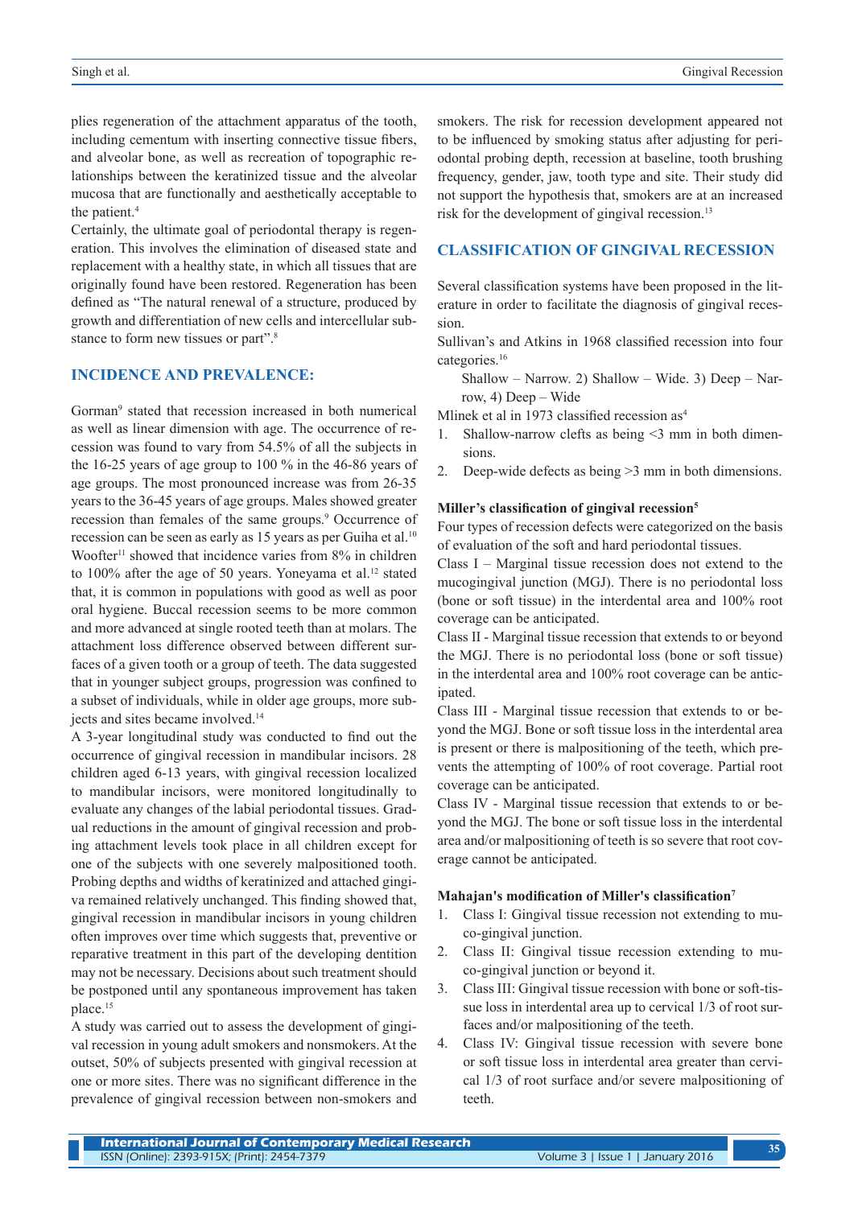plies regeneration of the attachment apparatus of the tooth, including cementum with inserting connective tissue fibers, and alveolar bone, as well as recreation of topographic relationships between the keratinized tissue and the alveolar mucosa that are functionally and aesthetically acceptable to the patient.[4]

Certainly, the ultimate goal of periodontal therapy is regeneration. This involves the elimination of diseased state and replacement with a healthy state, in which all tissues that are originally found have been restored. Regeneration has been defined as "The natural renewal of a structure, produced by growth and differentiation of new cells and intercellular substance to form new tissues or part".[8]

## INCIDENCE AND PREVALENCE:

Gorman[9] stated that recession increased in both numerical as well as linear dimension with age. The occurrence of recession was found to vary from 54.5% of all the subjects in the 16-25 years of age group to 100 % in the 46-86 years of age groups. The most pronounced increase was from 26-35 years to the 36-45 years of age groups. Males showed greater recession than females of the same groups.[9] Occurrence of recession can be seen as early as 15 years as per Guiha et al.[10] Woofter[11] showed that incidence varies from 8% in children to 100% after the age of 50 years. Yoneyama et al.[12] stated that, it is common in populations with good as well as poor oral hygiene. Buccal recession seems to be more common and more advanced at single rooted teeth than at molars. The attachment loss difference observed between different surfaces of a given tooth or a group of teeth. The data suggested that in younger subject groups, progression was confined to a subset of individuals, while in older age groups, more subjects and sites became involved.[14]

A 3-year longitudinal study was conducted to find out the occurrence of gingival recession in mandibular incisors. 28 children aged 6-13 years, with gingival recession localized to mandibular incisors, were monitored longitudinally to evaluate any changes of the labial periodontal tissues. Gradual reductions in the amount of gingival recession and probing attachment levels took place in all children except for one of the subjects with one severely malpositioned tooth. Probing depths and widths of keratinized and attached gingiva remained relatively unchanged. This finding showed that, gingival recession in mandibular incisors in young children often improves over time which suggests that, preventive or reparative treatment in this part of the developing dentition may not be necessary. Decisions about such treatment should be postponed until any spontaneous improvement has taken place.[15]

A study was carried out to assess the development of gingival recession in young adult smokers and nonsmokers. At the outset, 50% of subjects presented with gingival recession at one or more sites. There was no significant difference in the prevalence of gingival recession between non-smokers and smokers. The risk for recession development appeared not to be influenced by smoking status after adjusting for periodontal probing depth, recession at baseline, tooth brushing frequency, gender, jaw, tooth type and site. Their study did not support the hypothesis that, smokers are at an increased risk for the development of gingival recession.[13]

## CLASSIFICATION OF GINGIVAL RECESSION

Several classification systems have been proposed in the literature in order to facilitate the diagnosis of gingival recession.

Sullivan's and Atkins in 1968 classified recession into four categories.[16]

Shallow – Narrow. 2) Shallow – Wide. 3) Deep – Narrow, 4) Deep – Wide

Mlinek et al in 1973 classified recession as[4]

1. Shallow-narrow clefts as being <3 mm in both dimensions.
2. Deep-wide defects as being >3 mm in both dimensions.

### Miller's classification of gingival recession[5]

Four types of recession defects were categorized on the basis of evaluation of the soft and hard periodontal tissues.

Class I – Marginal tissue recession does not extend to the mucogingival junction (MGJ). There is no periodontal loss (bone or soft tissue) in the interdental area and 100% root coverage can be anticipated.

Class II - Marginal tissue recession that extends to or beyond the MGJ. There is no periodontal loss (bone or soft tissue) in the interdental area and 100% root coverage can be anticipated.

Class III - Marginal tissue recession that extends to or beyond the MGJ. Bone or soft tissue loss in the interdental area is present or there is malpositioning of the teeth, which prevents the attempting of 100% of root coverage. Partial root coverage can be anticipated.

Class IV - Marginal tissue recession that extends to or beyond the MGJ. The bone or soft tissue loss in the interdental area and/or malpositioning of teeth is so severe that root coverage cannot be anticipated.

### Mahajan's modification of Miller's classification[7]

1. Class I: Gingival tissue recession not extending to muco-gingival junction.
2. Class II: Gingival tissue recession extending to muco-gingival junction or beyond it.
3. Class III: Gingival tissue recession with bone or soft-tissue loss in interdental area up to cervical 1/3 of root surfaces and/or malpositioning of the teeth.
4. Class IV: Gingival tissue recession with severe bone or soft tissue loss in interdental area greater than cervical 1/3 of root surface and/or severe malpositioning of teeth.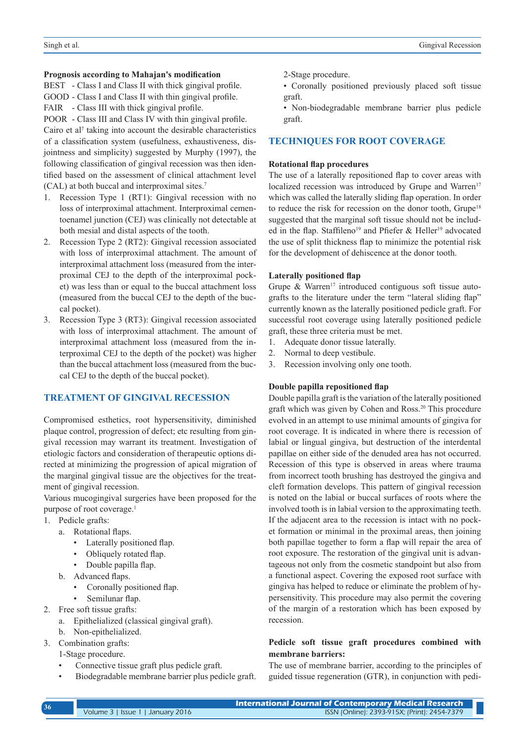**Prognosis according to Mahajan's modification**

BEST - Class I and Class II with thick gingival profile.
GOOD - Class I and Class II with thin gingival profile.
FAIR - Class III with thick gingival profile.
POOR - Class III and Class IV with thin gingival profile.

Cairo et al[7] taking into account the desirable characteristics of a classification system (usefulness, exhaustiveness, disjointness and simplicity) suggested by Murphy (1997), the following classification of gingival recession was then identified based on the assessment of clinical attachment level (CAL) at both buccal and interproximal sites.[7]

1. Recession Type 1 (RT1): Gingival recession with no loss of interproximal attachment. Interproximal cementoenamel junction (CEJ) was clinically not detectable at both mesial and distal aspects of the tooth.
2. Recession Type 2 (RT2): Gingival recession associated with loss of interproximal attachment. The amount of interproximal attachment loss (measured from the interproximal CEJ to the depth of the interproximal pocket) was less than or equal to the buccal attachment loss (measured from the buccal CEJ to the depth of the buccal pocket).
3. Recession Type 3 (RT3): Gingival recession associated with loss of interproximal attachment. The amount of interproximal attachment loss (measured from the interproximal CEJ to the depth of the pocket) was higher than the buccal attachment loss (measured from the buccal CEJ to the depth of the buccal pocket).

## TREATMENT OF GINGIVAL RECESSION

Compromised esthetics, root hypersensitivity, diminished plaque control, progression of defect; etc resulting from gingival recession may warrant its treatment. Investigation of etiologic factors and consideration of therapeutic options directed at minimizing the progression of apical migration of the marginal gingival tissue are the objectives for the treatment of gingival recession.

Various mucogingival surgeries have been proposed for the purpose of root coverage.[1]

1. Pedicle grafts:
   a. Rotational flaps.
      - Laterally positioned flap.
      - Obliquely rotated flap.
      - Double papilla flap.
   b. Advanced flaps.
      - Coronally positioned flap.
      - Semilunar flap.
2. Free soft tissue grafts:
   a. Epithelialized (classical gingival graft).
   b. Non-epithelialized.
3. Combination grafts:
   1-Stage procedure.
   - Connective tissue graft plus pedicle graft.
   - Biodegradable membrane barrier plus pedicle graft.

   2-Stage procedure.
   - Coronally positioned previously placed soft tissue graft.
   - Non-biodegradable membrane barrier plus pedicle graft.

## TECHNIQUES FOR ROOT COVERAGE

**Rotational flap procedures**

The use of a laterally repositioned flap to cover areas with localized recession was introduced by Grupe and Warren[17] which was called the laterally sliding flap operation. In order to reduce the risk for recession on the donor tooth, Grupe[18] suggested that the marginal soft tissue should not be included in the flap. Staffileno[19] and Pfiefer & Heller[19] advocated the use of split thickness flap to minimize the potential risk for the development of dehiscence at the donor tooth.

**Laterally positioned flap**

Grupe & Warren[17] introduced contiguous soft tissue autografts to the literature under the term "lateral sliding flap" currently known as the laterally positioned pedicle graft. For successful root coverage using laterally positioned pedicle graft, these three criteria must be met.

1. Adequate donor tissue laterally.
2. Normal to deep vestibule.
3. Recession involving only one tooth.

**Double papilla repositioned flap**

Double papilla graft is the variation of the laterally positioned graft which was given by Cohen and Ross.[20] This procedure evolved in an attempt to use minimal amounts of gingiva for root coverage. It is indicated in where there is recession of labial or lingual gingiva, but destruction of the interdental papillae on either side of the denuded area has not occurred. Recession of this type is observed in areas where trauma from incorrect tooth brushing has destroyed the gingiva and cleft formation develops. This pattern of gingival recession is noted on the labial or buccal surfaces of roots where the involved tooth is in labial version to the approximating teeth. If the adjacent area to the recession is intact with no pocket formation or minimal in the proximal areas, then joining both papillae together to form a flap will repair the area of root exposure. The restoration of the gingival unit is advantageous not only from the cosmetic standpoint but also from a functional aspect. Covering the exposed root surface with gingiva has helped to reduce or eliminate the problem of hypersensitivity. This procedure may also permit the covering of the margin of a restoration which has been exposed by recession.

**Pedicle soft tissue graft procedures combined with membrane barriers:**

The use of membrane barrier, according to the principles of guided tissue regeneration (GTR), in conjunction with pedi-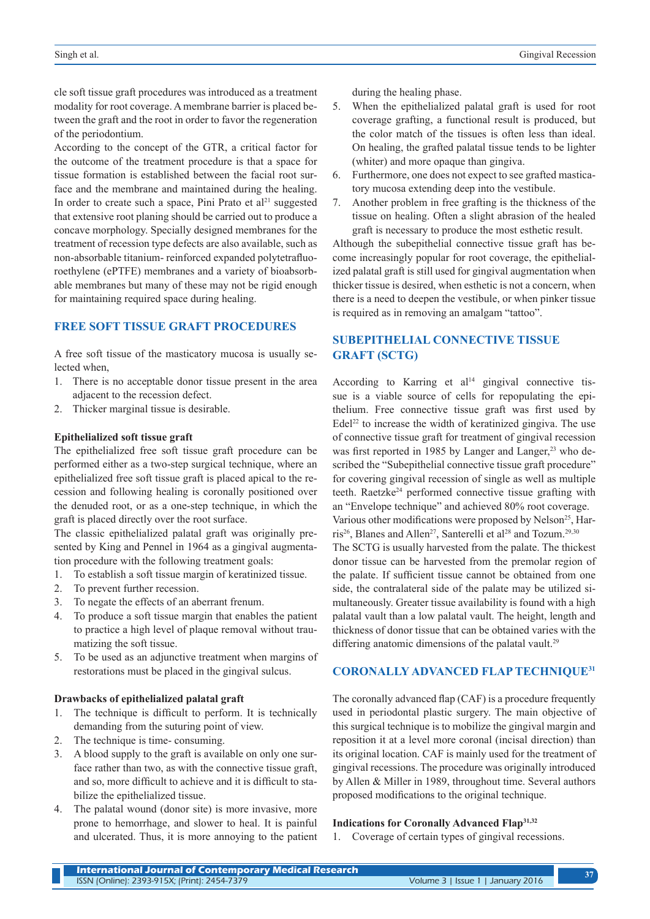cle soft tissue graft procedures was introduced as a treatment modality for root coverage. A membrane barrier is placed between the graft and the root in order to favor the regeneration of the periodontium.

According to the concept of the GTR, a critical factor for the outcome of the treatment procedure is that a space for tissue formation is established between the facial root surface and the membrane and maintained during the healing. In order to create such a space, Pini Prato et al[21] suggested that extensive root planing should be carried out to produce a concave morphology. Specially designed membranes for the treatment of recession type defects are also available, such as non-absorbable titanium- reinforced expanded polytetrafluoroethylene (ePTFE) membranes and a variety of bioabsorbable membranes but many of these may not be rigid enough for maintaining required space during healing.

## FREE SOFT TISSUE GRAFT PROCEDURES

A free soft tissue of the masticatory mucosa is usually selected when,

1. There is no acceptable donor tissue present in the area adjacent to the recession defect.
2. Thicker marginal tissue is desirable.

### Epithelialized soft tissue graft

The epithelialized free soft tissue graft procedure can be performed either as a two-step surgical technique, where an epithelialized free soft tissue graft is placed apical to the recession and following healing is coronally positioned over the denuded root, or as a one-step technique, in which the graft is placed directly over the root surface.

The classic epithelialized palatal graft was originally presented by King and Pennel in 1964 as a gingival augmentation procedure with the following treatment goals:

1. To establish a soft tissue margin of keratinized tissue.
2. To prevent further recession.
3. To negate the effects of an aberrant frenum.
4. To produce a soft tissue margin that enables the patient to practice a high level of plaque removal without traumatizing the soft tissue.
5. To be used as an adjunctive treatment when margins of restorations must be placed in the gingival sulcus.

### Drawbacks of epithelialized palatal graft

1. The technique is difficult to perform. It is technically demanding from the suturing point of view.
2. The technique is time- consuming.
3. A blood supply to the graft is available on only one surface rather than two, as with the connective tissue graft, and so, more difficult to achieve and it is difficult to stabilize the epithelialized tissue.
4. The palatal wound (donor site) is more invasive, more prone to hemorrhage, and slower to heal. It is painful and ulcerated. Thus, it is more annoying to the patient during the healing phase.
5. When the epithelialized palatal graft is used for root coverage grafting, a functional result is produced, but the color match of the tissues is often less than ideal. On healing, the grafted palatal tissue tends to be lighter (whiter) and more opaque than gingiva.
6. Furthermore, one does not expect to see grafted masticatory mucosa extending deep into the vestibule.
7. Another problem in free grafting is the thickness of the tissue on healing. Often a slight abrasion of the healed graft is necessary to produce the most esthetic result.

Although the subepithelial connective tissue graft has become increasingly popular for root coverage, the epithelialized palatal graft is still used for gingival augmentation when thicker tissue is desired, when esthetic is not a concern, when there is a need to deepen the vestibule, or when pinker tissue is required as in removing an amalgam "tattoo".

## SUBEPITHELIAL CONNECTIVE TISSUE GRAFT (SCTG)

According to Karring et al[14] gingival connective tissue is a viable source of cells for repopulating the epithelium. Free connective tissue graft was first used by Edel[22] to increase the width of keratinized gingiva. The use of connective tissue graft for treatment of gingival recession was first reported in 1985 by Langer and Langer,[23] who described the "Subepithelial connective tissue graft procedure" for covering gingival recession of single as well as multiple teeth. Raetzke[24] performed connective tissue grafting with an "Envelope technique" and achieved 80% root coverage. Various other modifications were proposed by Nelson[25], Harris[26], Blanes and Allen[27], Santerelli et al[28] and Tozum.[29,30]

The SCTG is usually harvested from the palate. The thickest donor tissue can be harvested from the premolar region of the palate. If sufficient tissue cannot be obtained from one side, the contralateral side of the palate may be utilized simultaneously. Greater tissue availability is found with a high palatal vault than a low palatal vault. The height, length and thickness of donor tissue that can be obtained varies with the differing anatomic dimensions of the palatal vault.[29]

## CORONALLY ADVANCED FLAP TECHNIQUE[31]

The coronally advanced flap (CAF) is a procedure frequently used in periodontal plastic surgery. The main objective of this surgical technique is to mobilize the gingival margin and reposition it at a level more coronal (incisal direction) than its original location. CAF is mainly used for the treatment of gingival recessions. The procedure was originally introduced by Allen & Miller in 1989, throughout time. Several authors proposed modifications to the original technique.

### Indications for Coronally Advanced Flap[31,32]

1. Coverage of certain types of gingival recessions.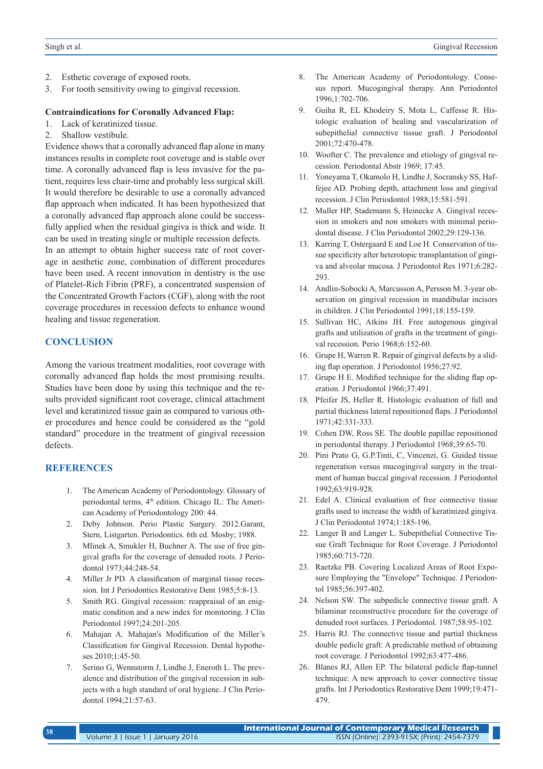2. Esthetic coverage of exposed roots.
3. For tooth sensitivity owing to gingival recession.

**Contraindications for Coronally Advanced Flap:**

1. Lack of keratinized tissue.
2. Shallow vestibule.

Evidence shows that a coronally advanced flap alone in many instances results in complete root coverage and is stable over time. A coronally advanced flap is less invasive for the patient, requires less chair-time and probably less surgical skill. It would therefore be desirable to use a coronally advanced flap approach when indicated. It has been hypothesized that a coronally advanced flap approach alone could be successfully applied when the residual gingiva is thick and wide. It can be used in treating single or multiple recession defects.

In an attempt to obtain higher success rate of root coverage in aesthetic zone, combination of different procedures have been used. A recent innovation in dentistry is the use of Platelet-Rich Fibrin (PRF), a concentrated suspension of the Concentrated Growth Factors (CGF), along with the root coverage procedures in recession defects to enhance wound healing and tissue regeneration.

## CONCLUSION

Among the various treatment modalities, root coverage with coronally advanced flap holds the most promising results. Studies have been done by using this technique and the results provided significant root coverage, clinical attachment level and keratinized tissue gain as compared to various other procedures and hence could be considered as the "gold standard" procedure in the treatment of gingival recession defects.

## REFERENCES

1. The American Academy of Periodontology. Glossary of periodontal terms, 4th edition. Chicago IL: The American Academy of Periodontology 200: 44.
2. Deby Johnson. Perio Plastic Surgery. 2012.Garant, Stern, Listgarten. Periodontics. 6th ed. Mosby; 1988.
3. Mlinek A, Smukler H, Buchner A. The use of free gingival grafts for the coverage of denuded roots. J Periodontol 1973;44:248-54.
4. Miller Jr PD. A classification of marginal tissue recession. Int J Periodontics Restorative Dent 1985;5:8-13.
5. Smith RG. Gingival recession: reappraisal of an enigmatic condition and a new index for monitoring. J Clin Periodontol 1997;24:201-205.
6. Mahajan A. Mahajan's Modification of the Miller's Classification for Gingival Recession. Dental hypotheses 2010;1:45-50.
7. Serino G, Wennstorm J, Lindhe J, Eneroth L. The prevalence and distribution of the gingival recession in subjects with a high standard of oral hygiene. J Clin Periodontol 1994;21:57-63.
8. The American Academy of Periodontology. Consensus report. Mucogingival therapy. Ann Periodontol 1996;1:702-706.
9. Guiha R, EL Khodeiry S, Mota L, Caffesse R. Histologic evaluation of healing and vascularization of subepithelial connective tissue graft. J Periodontol 2001;72:470-478.
10. Woofter C. The prevalence and etiology of gingival recession. Periodontal Abstr 1969; 17:45.
11. Yoneyama T, Okamolo H, Lindhe J, Socransky SS, Haffejee AD. Probing depth, attachment loss and gingival recession. J Clin Periodontol 1988;15:581-591.
12. Muller HP, Stademann S, Heinecke A. Gingival recession in smokers and non smokers with minimal periodontal disease. J Clin Periodontol 2002;29:129-136.
13. Karring T, Ostergaard E and Loe H. Conservation of tissue specificity after heterotopic transplantation of gingiva and alveolar mucosa. J Periodontol Res 1971;6:282-293.
14. Andlin-Sobocki A, Marcusson A, Persson M. 3-year observation on gingival recession in mandibular incisors in children. J Clin Periodontol 1991;18:155-159.
15. Sullivan HC, Atkins JH. Free autogenous gingival grafts and utilization of grafts in the treatment of gingival recession. Perio 1968;6:152-60.
16. Grupe H, Warren R. Repair of gingival defects by a sliding flap operation. J Periodontol 1956;27:92.
17. Grupe H E. Modified technique for the sliding flap operation. J Periodontol 1966;37:491.
18. Pfeifer JS, Heller R. Histologic evaluation of full and partial thickness lateral repositioned flaps. J Periodontol 1971;42:331-333.
19. Cohen DW, Ross SE. The double papillae repositioned in periodontal therapy. J Periodontol 1968;39:65-70.
20. Pini Prato G, G.P.Tinti, C, Vincenzi, G. Guided tissue regeneration versus mucogingival surgery in the treatment of human buccal gingival recession. J Periodontol 1992;63:919-928.
21. Edel A. Clinical evaluation of free connective tissue grafts used to increase the width of keratinized gingiva. J Clin Periodontol 1974;1:185-196.
22. Langer B and Langer L. Subepithelial Connective Tissue Graft Technique for Root Coverage. J Periodontol 1985;60:715-720.
23. Raetzke PB. Covering Localized Areas of Root Exposure Employing the "Envelope" Technique. J Periodontol 1985;56:397-402.
24. Nelson SW. The subpedicle connective tissue graft. A bilaminar reconstructive procedure for the coverage of denuded root surfaces. J Periodontol. 1987;58:95-102.
25. Harris RJ. The connective tissue and partial thickness double pedicle graft: A predictable method of obtaining root coverage. J Periodontol 1992;63:477-486.
26. Blanes RJ, Allen EP. The bilateral pedicle flap-tunnel technique: A new approach to cover connective tissue grafts. Int J Periodontics Restorative Dent 1999;19:471-479.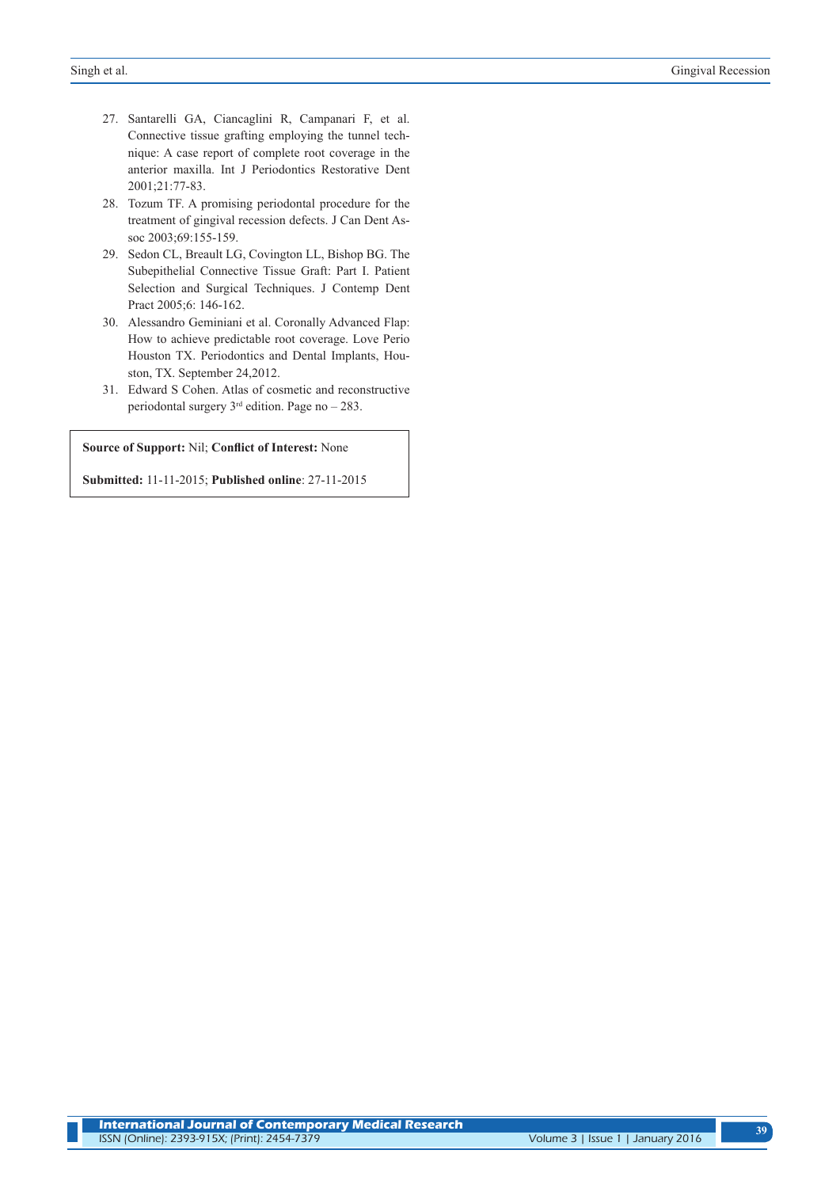27. Santarelli GA, Ciancaglini R, Campanari F, et al. Connective tissue grafting employing the tunnel technique: A case report of complete root coverage in the anterior maxilla. Int J Periodontics Restorative Dent 2001;21:77-83.
28. Tozum TF. A promising periodontal procedure for the treatment of gingival recession defects. J Can Dent Assoc 2003;69:155-159.
29. Sedon CL, Breault LG, Covington LL, Bishop BG. The Subepithelial Connective Tissue Graft: Part I. Patient Selection and Surgical Techniques. J Contemp Dent Pract 2005;6: 146-162.
30. Alessandro Geminiani et al. Coronally Advanced Flap: How to achieve predictable root coverage. Love Perio Houston TX. Periodontics and Dental Implants, Houston, TX. September 24,2012.
31. Edward S Cohen. Atlas of cosmetic and reconstructive periodontal surgery 3rd edition. Page no – 283.

**Source of Support:** Nil; **Conflict of Interest:** None

**Submitted:** 11-11-2015; **Published online**: 27-11-2015